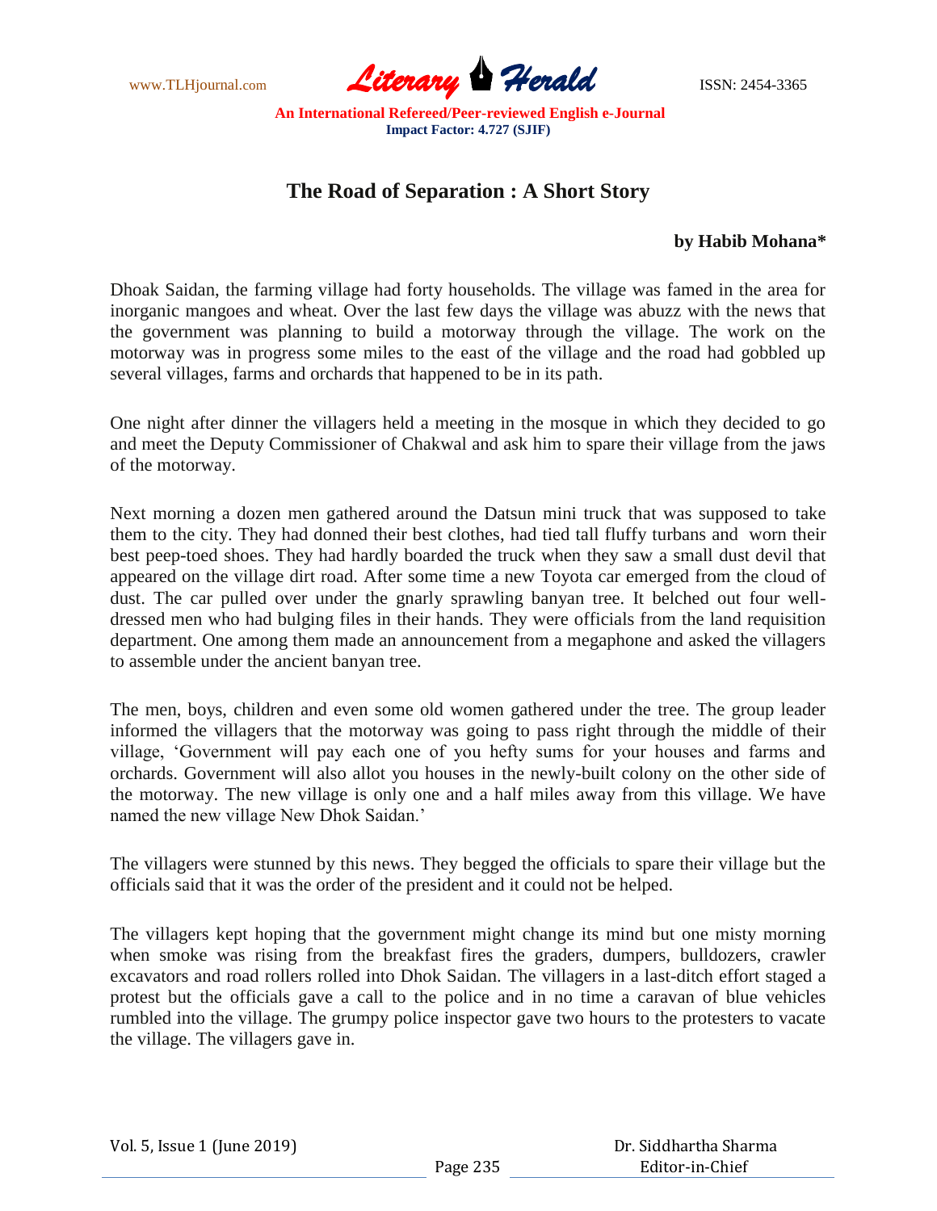# The Road of Separation : A Short Story

**by Habib Mohana***

Dhoak Saidan, the farming village had forty households. The village was famed in the area for inorganic mangoes and wheat. Over the last few days the village was abuzz with the news that the government was planning to build a motorway through the village. The work on the motorway was in progress some miles to the east of the village and the road had gobbled up several villages, farms and orchards that happened to be in its path.

One night after dinner the villagers held a meeting in the mosque in which they decided to go and meet the Deputy Commissioner of Chakwal and ask him to spare their village from the jaws of the motorway.

Next morning a dozen men gathered around the Datsun mini truck that was supposed to take them to the city. They had donned their best clothes, had tied tall fluffy turbans and worn their best peep-toed shoes. They had hardly boarded the truck when they saw a small dust devil that appeared on the village dirt road. After some time a new Toyota car emerged from the cloud of dust. The car pulled over under the gnarly sprawling banyan tree. It belched out four well-dressed men who had bulging files in their hands. They were officials from the land requisition department. One among them made an announcement from a megaphone and asked the villagers to assemble under the ancient banyan tree.

The men, boys, children and even some old women gathered under the tree. The group leader informed the villagers that the motorway was going to pass right through the middle of their village, 'Government will pay each one of you hefty sums for your houses and farms and orchards. Government will also allot you houses in the newly-built colony on the other side of the motorway. The new village is only one and a half miles away from this village. We have named the new village New Dhok Saidan.'

The villagers were stunned by this news. They begged the officials to spare their village but the officials said that it was the order of the president and it could not be helped.

The villagers kept hoping that the government might change its mind but one misty morning when smoke was rising from the breakfast fires the graders, dumpers, bulldozers, crawler excavators and road rollers rolled into Dhok Saidan. The villagers in a last-ditch effort staged a protest but the officials gave a call to the police and in no time a caravan of blue vehicles rumbled into the village. The grumpy police inspector gave two hours to the protesters to vacate the village. The villagers gave in.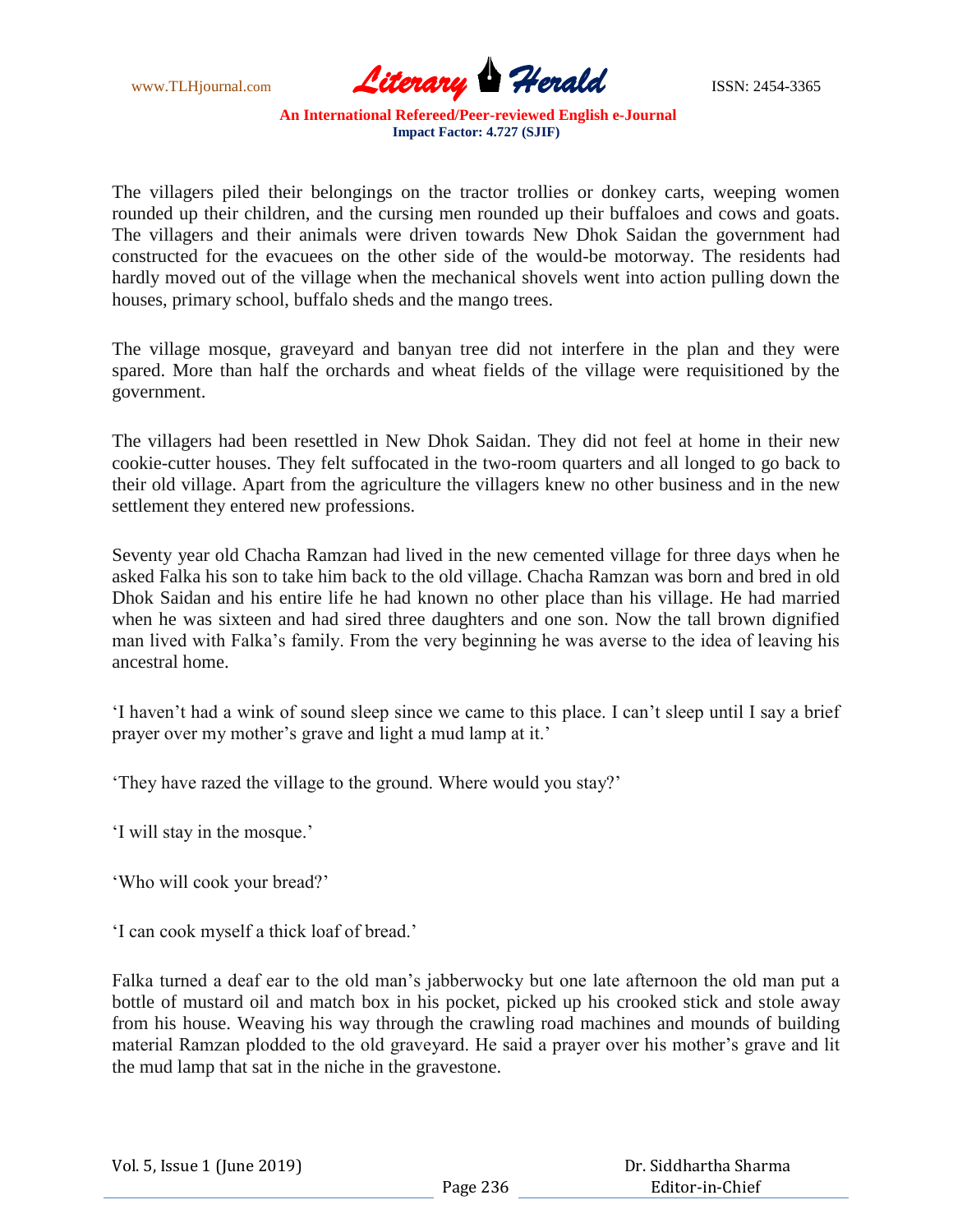The villagers piled their belongings on the tractor trollies or donkey carts, weeping women rounded up their children, and the cursing men rounded up their buffaloes and cows and goats. The villagers and their animals were driven towards New Dhok Saidan the government had constructed for the evacuees on the other side of the would-be motorway. The residents had hardly moved out of the village when the mechanical shovels went into action pulling down the houses, primary school, buffalo sheds and the mango trees.

The village mosque, graveyard and banyan tree did not interfere in the plan and they were spared. More than half the orchards and wheat fields of the village were requisitioned by the government.

The villagers had been resettled in New Dhok Saidan. They did not feel at home in their new cookie-cutter houses. They felt suffocated in the two-room quarters and all longed to go back to their old village. Apart from the agriculture the villagers knew no other business and in the new settlement they entered new professions.

Seventy year old Chacha Ramzan had lived in the new cemented village for three days when he asked Falka his son to take him back to the old village. Chacha Ramzan was born and bred in old Dhok Saidan and his entire life he had known no other place than his village. He had married when he was sixteen and had sired three daughters and one son. Now the tall brown dignified man lived with Falka's family. From the very beginning he was averse to the idea of leaving his ancestral home.

'I haven't had a wink of sound sleep since we came to this place. I can't sleep until I say a brief prayer over my mother's grave and light a mud lamp at it.'

'They have razed the village to the ground. Where would you stay?'

'I will stay in the mosque.'

'Who will cook your bread?'

'I can cook myself a thick loaf of bread.'

Falka turned a deaf ear to the old man's jabberwocky but one late afternoon the old man put a bottle of mustard oil and match box in his pocket, picked up his crooked stick and stole away from his house. Weaving his way through the crawling road machines and mounds of building material Ramzan plodded to the old graveyard. He said a prayer over his mother's grave and lit the mud lamp that sat in the niche in the gravestone.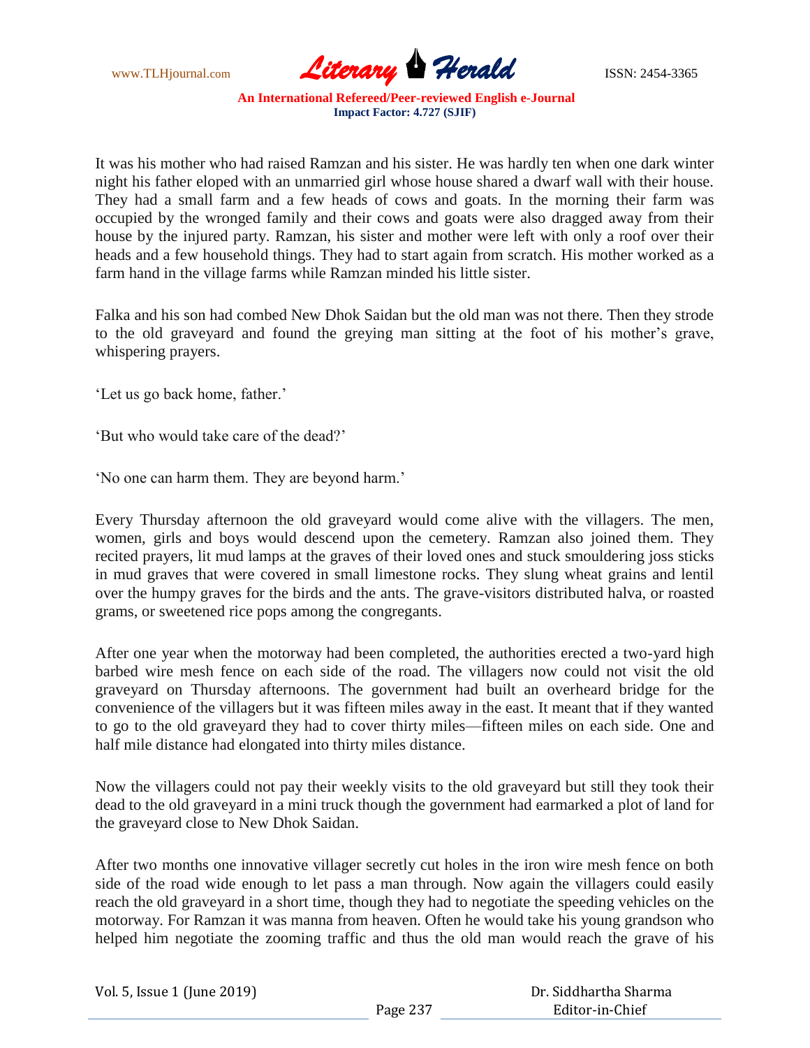It was his mother who had raised Ramzan and his sister. He was hardly ten when one dark winter night his father eloped with an unmarried girl whose house shared a dwarf wall with their house. They had a small farm and a few heads of cows and goats. In the morning their farm was occupied by the wronged family and their cows and goats were also dragged away from their house by the injured party. Ramzan, his sister and mother were left with only a roof over their heads and a few household things. They had to start again from scratch. His mother worked as a farm hand in the village farms while Ramzan minded his little sister.

Falka and his son had combed New Dhok Saidan but the old man was not there. Then they strode to the old graveyard and found the greying man sitting at the foot of his mother's grave, whispering prayers.

'Let us go back home, father.'

'But who would take care of the dead?'

'No one can harm them. They are beyond harm.'

Every Thursday afternoon the old graveyard would come alive with the villagers. The men, women, girls and boys would descend upon the cemetery. Ramzan also joined them. They recited prayers, lit mud lamps at the graves of their loved ones and stuck smouldering joss sticks in mud graves that were covered in small limestone rocks. They slung wheat grains and lentil over the humpy graves for the birds and the ants. The grave-visitors distributed halva, or roasted grams, or sweetened rice pops among the congregants.

After one year when the motorway had been completed, the authorities erected a two-yard high barbed wire mesh fence on each side of the road. The villagers now could not visit the old graveyard on Thursday afternoons. The government had built an overheard bridge for the convenience of the villagers but it was fifteen miles away in the east. It meant that if they wanted to go to the old graveyard they had to cover thirty miles—fifteen miles on each side. One and half mile distance had elongated into thirty miles distance.

Now the villagers could not pay their weekly visits to the old graveyard but still they took their dead to the old graveyard in a mini truck though the government had earmarked a plot of land for the graveyard close to New Dhok Saidan.

After two months one innovative villager secretly cut holes in the iron wire mesh fence on both side of the road wide enough to let pass a man through. Now again the villagers could easily reach the old graveyard in a short time, though they had to negotiate the speeding vehicles on the motorway. For Ramzan it was manna from heaven. Often he would take his young grandson who helped him negotiate the zooming traffic and thus the old man would reach the grave of his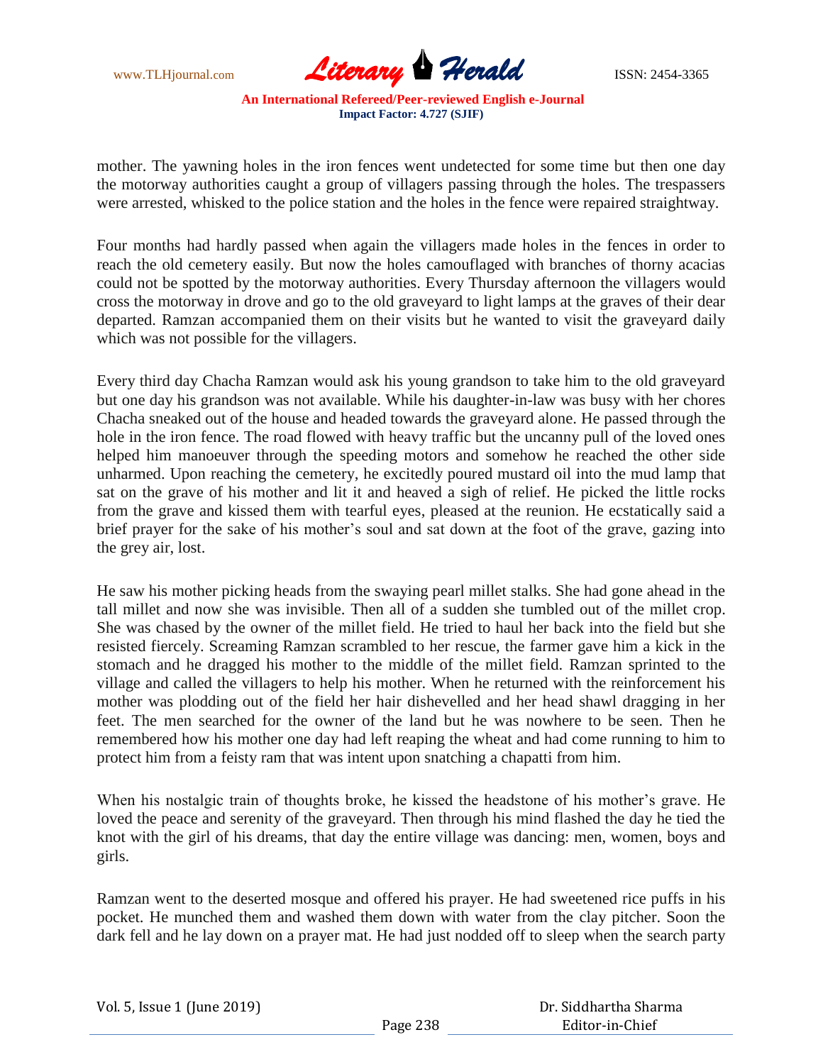mother. The yawning holes in the iron fences went undetected for some time but then one day the motorway authorities caught a group of villagers passing through the holes. The trespassers were arrested, whisked to the police station and the holes in the fence were repaired straightway.

Four months had hardly passed when again the villagers made holes in the fences in order to reach the old cemetery easily. But now the holes camouflaged with branches of thorny acacias could not be spotted by the motorway authorities. Every Thursday afternoon the villagers would cross the motorway in drove and go to the old graveyard to light lamps at the graves of their dear departed. Ramzan accompanied them on their visits but he wanted to visit the graveyard daily which was not possible for the villagers.

Every third day Chacha Ramzan would ask his young grandson to take him to the old graveyard but one day his grandson was not available. While his daughter-in-law was busy with her chores Chacha sneaked out of the house and headed towards the graveyard alone. He passed through the hole in the iron fence. The road flowed with heavy traffic but the uncanny pull of the loved ones helped him manoeuver through the speeding motors and somehow he reached the other side unharmed. Upon reaching the cemetery, he excitedly poured mustard oil into the mud lamp that sat on the grave of his mother and lit it and heaved a sigh of relief. He picked the little rocks from the grave and kissed them with tearful eyes, pleased at the reunion. He ecstatically said a brief prayer for the sake of his mother's soul and sat down at the foot of the grave, gazing into the grey air, lost.

He saw his mother picking heads from the swaying pearl millet stalks. She had gone ahead in the tall millet and now she was invisible. Then all of a sudden she tumbled out of the millet crop. She was chased by the owner of the millet field. He tried to haul her back into the field but she resisted fiercely. Screaming Ramzan scrambled to her rescue, the farmer gave him a kick in the stomach and he dragged his mother to the middle of the millet field. Ramzan sprinted to the village and called the villagers to help his mother. When he returned with the reinforcement his mother was plodding out of the field her hair dishevelled and her head shawl dragging in her feet. The men searched for the owner of the land but he was nowhere to be seen. Then he remembered how his mother one day had left reaping the wheat and had come running to him to protect him from a feisty ram that was intent upon snatching a chapatti from him.

When his nostalgic train of thoughts broke, he kissed the headstone of his mother's grave. He loved the peace and serenity of the graveyard. Then through his mind flashed the day he tied the knot with the girl of his dreams, that day the entire village was dancing: men, women, boys and girls.

Ramzan went to the deserted mosque and offered his prayer. He had sweetened rice puffs in his pocket. He munched them and washed them down with water from the clay pitcher. Soon the dark fell and he lay down on a prayer mat. He had just nodded off to sleep when the search party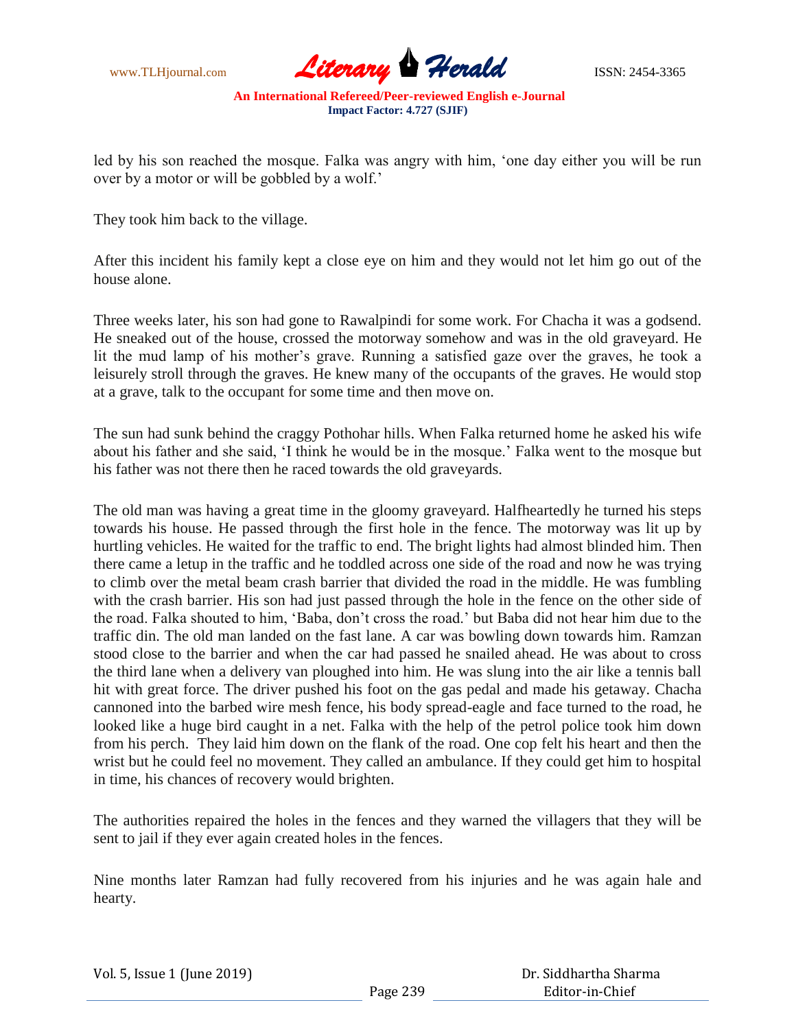led by his son reached the mosque. Falka was angry with him, 'one day either you will be run over by a motor or will be gobbled by a wolf.'

They took him back to the village.

After this incident his family kept a close eye on him and they would not let him go out of the house alone.

Three weeks later, his son had gone to Rawalpindi for some work. For Chacha it was a godsend. He sneaked out of the house, crossed the motorway somehow and was in the old graveyard. He lit the mud lamp of his mother's grave. Running a satisfied gaze over the graves, he took a leisurely stroll through the graves. He knew many of the occupants of the graves. He would stop at a grave, talk to the occupant for some time and then move on.

The sun had sunk behind the craggy Pothohar hills. When Falka returned home he asked his wife about his father and she said, 'I think he would be in the mosque.' Falka went to the mosque but his father was not there then he raced towards the old graveyards.

The old man was having a great time in the gloomy graveyard. Halfheartedly he turned his steps towards his house. He passed through the first hole in the fence. The motorway was lit up by hurtling vehicles. He waited for the traffic to end. The bright lights had almost blinded him. Then there came a letup in the traffic and he toddled across one side of the road and now he was trying to climb over the metal beam crash barrier that divided the road in the middle. He was fumbling with the crash barrier. His son had just passed through the hole in the fence on the other side of the road. Falka shouted to him, 'Baba, don't cross the road.' but Baba did not hear him due to the traffic din. The old man landed on the fast lane. A car was bowling down towards him. Ramzan stood close to the barrier and when the car had passed he snailed ahead. He was about to cross the third lane when a delivery van ploughed into him. He was slung into the air like a tennis ball hit with great force. The driver pushed his foot on the gas pedal and made his getaway. Chacha cannoned into the barbed wire mesh fence, his body spread-eagle and face turned to the road, he looked like a huge bird caught in a net. Falka with the help of the petrol police took him down from his perch. They laid him down on the flank of the road. One cop felt his heart and then the wrist but he could feel no movement. They called an ambulance. If they could get him to hospital in time, his chances of recovery would brighten.

The authorities repaired the holes in the fences and they warned the villagers that they will be sent to jail if they ever again created holes in the fences.

Nine months later Ramzan had fully recovered from his injuries and he was again hale and hearty.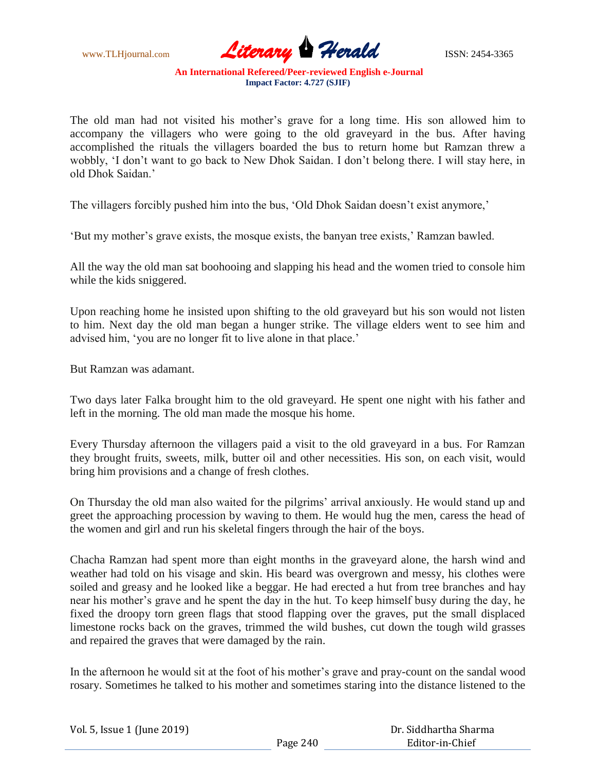The old man had not visited his mother's grave for a long time. His son allowed him to accompany the villagers who were going to the old graveyard in the bus. After having accomplished the rituals the villagers boarded the bus to return home but Ramzan threw a wobbly, 'I don't want to go back to New Dhok Saidan. I don't belong there. I will stay here, in old Dhok Saidan.'

The villagers forcibly pushed him into the bus, 'Old Dhok Saidan doesn't exist anymore,'

'But my mother's grave exists, the mosque exists, the banyan tree exists,' Ramzan bawled.

All the way the old man sat boohooing and slapping his head and the women tried to console him while the kids sniggered.

Upon reaching home he insisted upon shifting to the old graveyard but his son would not listen to him. Next day the old man began a hunger strike. The village elders went to see him and advised him, 'you are no longer fit to live alone in that place.'

But Ramzan was adamant.

Two days later Falka brought him to the old graveyard. He spent one night with his father and left in the morning. The old man made the mosque his home.

Every Thursday afternoon the villagers paid a visit to the old graveyard in a bus. For Ramzan they brought fruits, sweets, milk, butter oil and other necessities. His son, on each visit, would bring him provisions and a change of fresh clothes.

On Thursday the old man also waited for the pilgrims' arrival anxiously. He would stand up and greet the approaching procession by waving to them. He would hug the men, caress the head of the women and girl and run his skeletal fingers through the hair of the boys.

Chacha Ramzan had spent more than eight months in the graveyard alone, the harsh wind and weather had told on his visage and skin. His beard was overgrown and messy, his clothes were soiled and greasy and he looked like a beggar. He had erected a hut from tree branches and hay near his mother's grave and he spent the day in the hut. To keep himself busy during the day, he fixed the droopy torn green flags that stood flapping over the graves, put the small displaced limestone rocks back on the graves, trimmed the wild bushes, cut down the tough wild grasses and repaired the graves that were damaged by the rain.

In the afternoon he would sit at the foot of his mother's grave and pray-count on the sandal wood rosary. Sometimes he talked to his mother and sometimes staring into the distance listened to the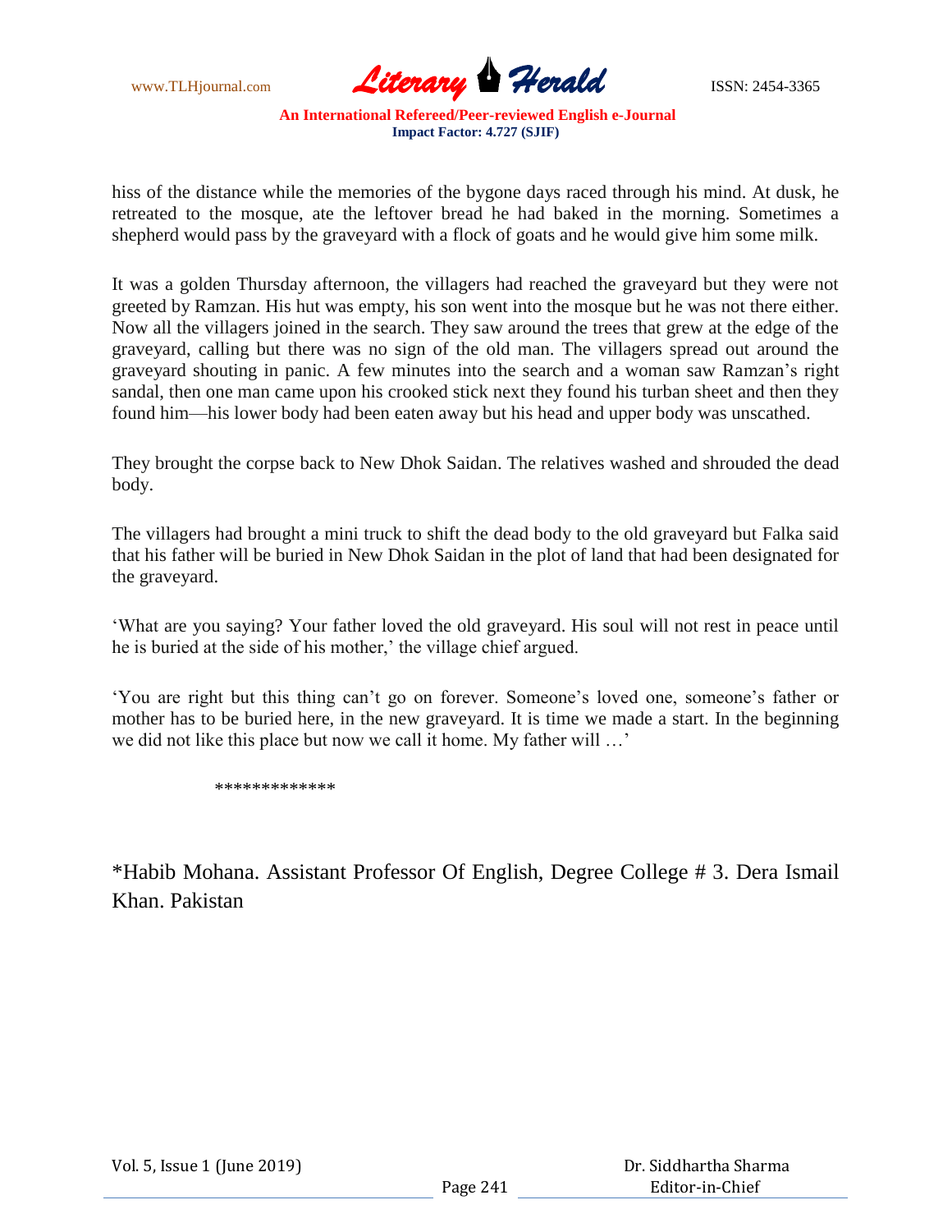hiss of the distance while the memories of the bygone days raced through his mind. At dusk, he retreated to the mosque, ate the leftover bread he had baked in the morning. Sometimes a shepherd would pass by the graveyard with a flock of goats and he would give him some milk.

It was a golden Thursday afternoon, the villagers had reached the graveyard but they were not greeted by Ramzan. His hut was empty, his son went into the mosque but he was not there either. Now all the villagers joined in the search. They saw around the trees that grew at the edge of the graveyard, calling but there was no sign of the old man. The villagers spread out around the graveyard shouting in panic. A few minutes into the search and a woman saw Ramzan's right sandal, then one man came upon his crooked stick next they found his turban sheet and then they found him—his lower body had been eaten away but his head and upper body was unscathed.

They brought the corpse back to New Dhok Saidan. The relatives washed and shrouded the dead body.

The villagers had brought a mini truck to shift the dead body to the old graveyard but Falka said that his father will be buried in New Dhok Saidan in the plot of land that had been designated for the graveyard.

'What are you saying? Your father loved the old graveyard. His soul will not rest in peace until he is buried at the side of his mother,' the village chief argued.

'You are right but this thing can't go on forever. Someone's loved one, someone's father or mother has to be buried here, in the new graveyard. It is time we made a start. In the beginning we did not like this place but now we call it home. My father will …'

*************

*Habib Mohana. Assistant Professor Of English, Degree College # 3. Dera Ismail Khan. Pakistan